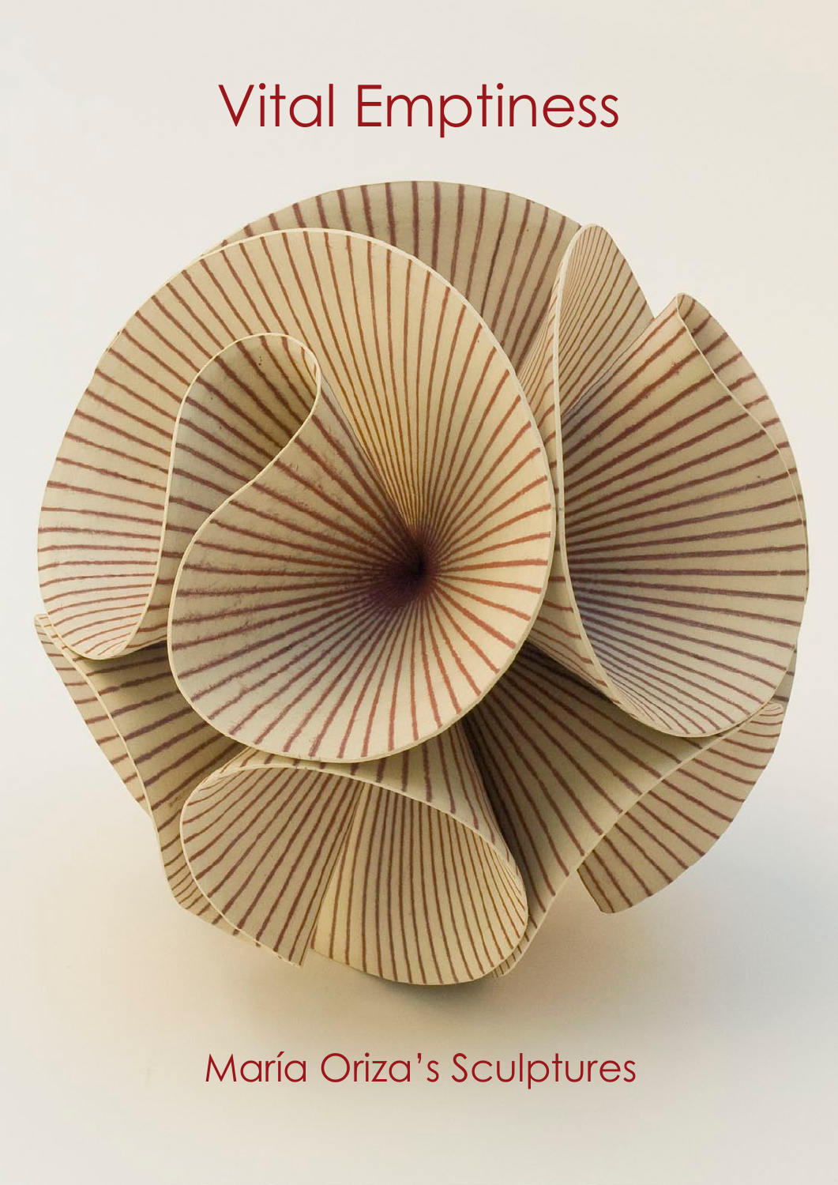# Vital Emptiness

María Oriza's Sculptures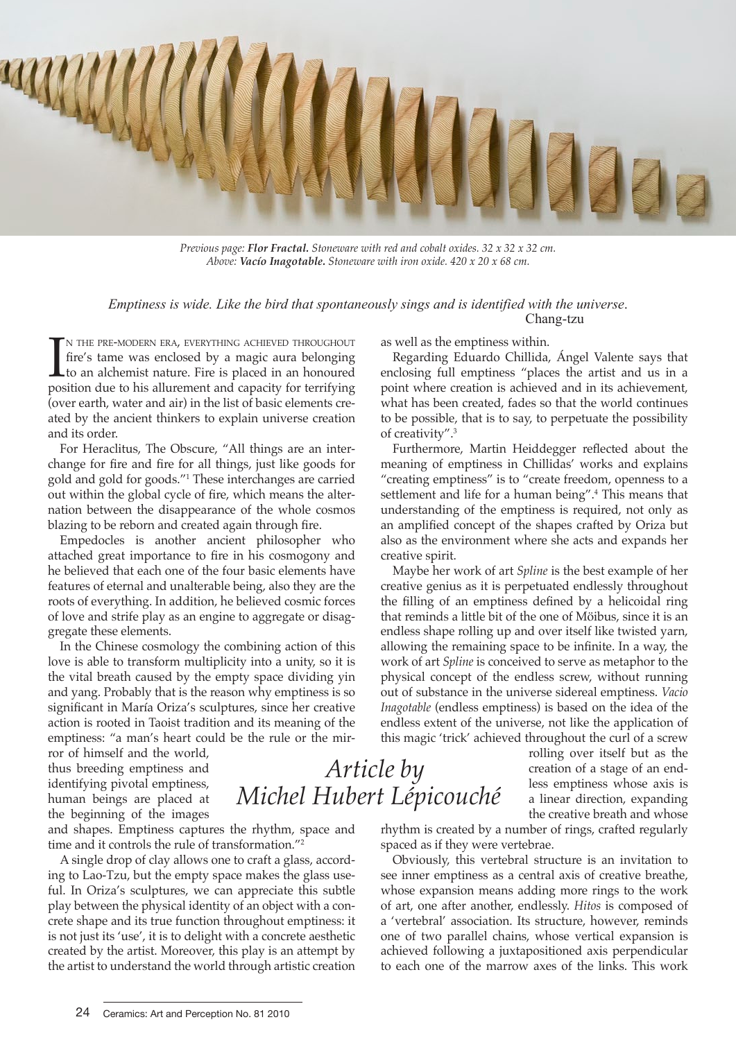*Previous page:* ***Flor Fractal.*** *Stoneware with red and cobalt oxides. 32 x 32 x 32 cm.*
*Above:* ***Vacío Inagotable.*** *Stoneware with iron oxide. 420 x 20 x 68 cm.*

*Emptiness is wide. Like the bird that spontaneously sings and is identified with the universe.*
Chang-tzu

# Article by Michel Hubert Lépicouché

In the pre-modern era, everything achieved throughout fire's tame was enclosed by a magic aura belonging to an alchemist nature. Fire is placed in an honoured position due to his allurement and capacity for terrifying (over earth, water and air) in the list of basic elements created by the ancient thinkers to explain universe creation and its order.

For Heraclitus, The Obscure, "All things are an interchange for fire and fire for all things, just like goods for gold and gold for goods."[1] These interchanges are carried out within the global cycle of fire, which means the alternation between the disappearance of the whole cosmos blazing to be reborn and created again through fire.

Empedocles is another ancient philosopher who attached great importance to fire in his cosmogony and he believed that each one of the four basic elements have features of eternal and unalterable being, also they are the roots of everything. In addition, he believed cosmic forces of love and strife play as an engine to aggregate or disaggregate these elements.

In the Chinese cosmology the combining action of this love is able to transform multiplicity into a unity, so it is the vital breath caused by the empty space dividing yin and yang. Probably that is the reason why emptiness is so significant in María Oriza's sculptures, since her creative action is rooted in Taoist tradition and its meaning of the emptiness: "a man's heart could be the rule or the mirror of himself and the world, thus breeding emptiness and identifying pivotal emptiness, human beings are placed at the beginning of the images and shapes. Emptiness captures the rhythm, space and time and it controls the rule of transformation."[2]

A single drop of clay allows one to craft a glass, according to Lao-Tzu, but the empty space makes the glass useful. In Oriza's sculptures, we can appreciate this subtle play between the physical identity of an object with a concrete shape and its true function throughout emptiness: it is not just its 'use', it is to delight with a concrete aesthetic created by the artist. Moreover, this play is an attempt by the artist to understand the world through artistic creation as well as the emptiness within.

Regarding Eduardo Chillida, Ángel Valente says that enclosing full emptiness "places the artist and us in a point where creation is achieved and in its achievement, what has been created, fades so that the world continues to be possible, that is to say, to perpetuate the possibility of creativity".[3]

Furthermore, Martin Heiddegger reflected about the meaning of emptiness in Chillidas' works and explains "creating emptiness" is to "create freedom, openness to a settlement and life for a human being".[4] This means that understanding of the emptiness is required, not only as an amplified concept of the shapes crafted by Oriza but also as the environment where she acts and expands her creative spirit.

Maybe her work of art *Spline* is the best example of her creative genius as it is perpetuated endlessly throughout the filling of an emptiness defined by a helicoidal ring that reminds a little bit of the one of Möibus, since it is an endless shape rolling up and over itself like twisted yarn, allowing the remaining space to be infinite. In a way, the work of art *Spline* is conceived to serve as metaphor to the physical concept of the endless screw, without running out of substance in the universe sidereal emptiness. *Vacio Inagotable* (endless emptiness) is based on the idea of the endless extent of the universe, not like the application of this magic 'trick' achieved throughout the curl of a screw rolling over itself but as the creation of a stage of an endless emptiness whose axis is a linear direction, expanding the creative breath and whose rhythm is created by a number of rings, crafted regularly spaced as if they were vertebrae.

Obviously, this vertebral structure is an invitation to see inner emptiness as a central axis of creative breathe, whose expansion means adding more rings to the work of art, one after another, endlessly. *Hitos* is composed of a 'vertebral' association. Its structure, however, reminds one of two parallel chains, whose vertical expansion is achieved following a juxtapositioned axis perpendicular to each one of the marrow axes of the links. This work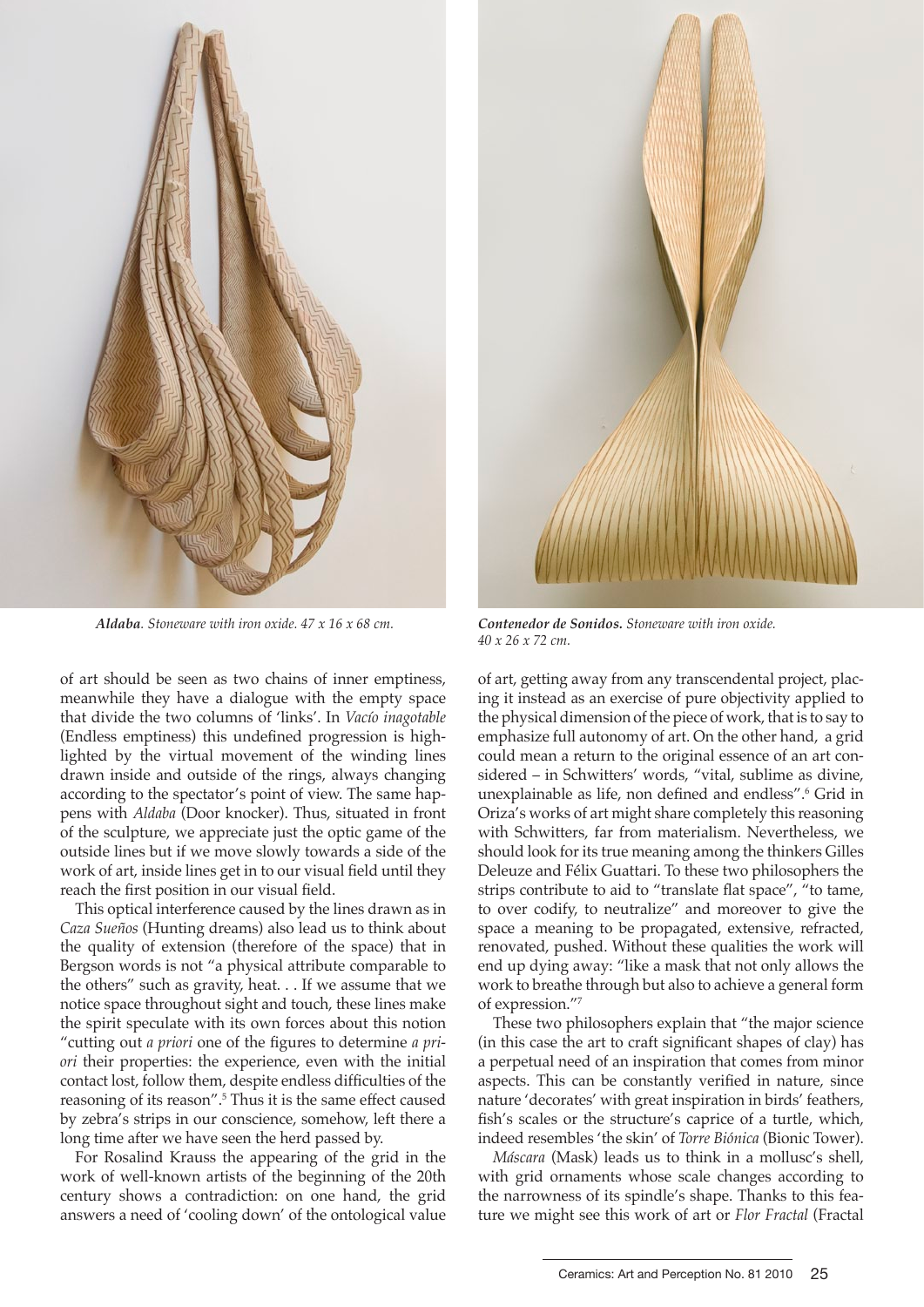*__Aldaba__. Stoneware with iron oxide. 47 x 16 x 68 cm.*

***Contenedor de Sonidos.** Stoneware with iron oxide. 40 x 26 x 72 cm.*

of art should be seen as two chains of inner emptiness, meanwhile they have a dialogue with the empty space that divide the two columns of 'links'. In *Vacío inagotable* (Endless emptiness) this undefined progression is highlighted by the virtual movement of the winding lines drawn inside and outside of the rings, always changing according to the spectator's point of view. The same happens with *Aldaba* (Door knocker). Thus, situated in front of the sculpture, we appreciate just the optic game of the outside lines but if we move slowly towards a side of the work of art, inside lines get in to our visual field until they reach the first position in our visual field.

This optical interference caused by the lines drawn as in *Caza Sueños* (Hunting dreams) also lead us to think about the quality of extension (therefore of the space) that in Bergson words is not "a physical attribute comparable to the others" such as gravity, heat. . . If we assume that we notice space throughout sight and touch, these lines make the spirit speculate with its own forces about this notion "cutting out *a priori* one of the figures to determine *a priori* their properties: the experience, even with the initial contact lost, follow them, despite endless difficulties of the reasoning of its reason".[5] Thus it is the same effect caused by zebra's strips in our conscience, somehow, left there a long time after we have seen the herd passed by.

For Rosalind Krauss the appearing of the grid in the work of well-known artists of the beginning of the 20th century shows a contradiction: on one hand, the grid answers a need of 'cooling down' of the ontological value of art, getting away from any transcendental project, placing it instead as an exercise of pure objectivity applied to the physical dimension of the piece of work, that is to say to emphasize full autonomy of art. On the other hand, a grid could mean a return to the original essence of an art considered – in Schwitters' words, "vital, sublime as divine, unexplainable as life, non defined and endless".[6] Grid in Oriza's works of art might share completely this reasoning with Schwitters, far from materialism. Nevertheless, we should look for its true meaning among the thinkers Gilles Deleuze and Félix Guattari. To these two philosophers the strips contribute to aid to "translate flat space", "to tame, to over codify, to neutralize" and moreover to give the space a meaning to be propagated, extensive, refracted, renovated, pushed. Without these qualities the work will end up dying away: "like a mask that not only allows the work to breathe through but also to achieve a general form of expression."[7]

These two philosophers explain that "the major science (in this case the art to craft significant shapes of clay) has a perpetual need of an inspiration that comes from minor aspects. This can be constantly verified in nature, since nature 'decorates' with great inspiration in birds' feathers, fish's scales or the structure's caprice of a turtle, which, indeed resembles 'the skin' of *Torre Biónica* (Bionic Tower).

*Máscara* (Mask) leads us to think in a mollusc's shell, with grid ornaments whose scale changes according to the narrowness of its spindle's shape. Thanks to this feature we might see this work of art or *Flor Fractal* (Fractal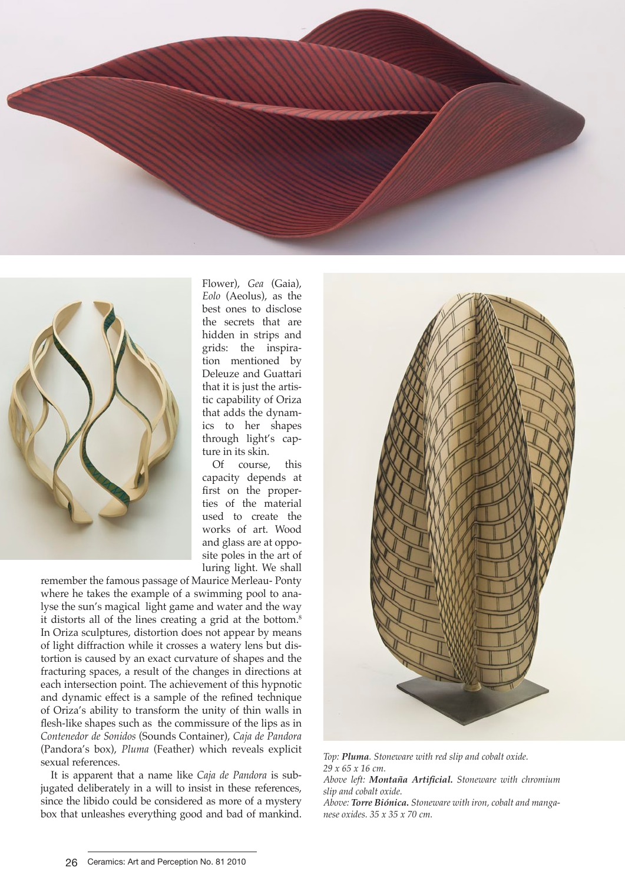Flower), *Gea* (Gaia), *Eolo* (Aeolus), as the best ones to disclose the secrets that are hidden in strips and grids: the inspiration mentioned by Deleuze and Guattari that it is just the artistic capability of Oriza that adds the dynamics to her shapes through light's capture in its skin.

Of course, this capacity depends at first on the properties of the material used to create the works of art. Wood and glass are at opposite poles in the art of luring light. We shall remember the famous passage of Maurice Merleau- Ponty where he takes the example of a swimming pool to analyse the sun's magical light game and water and the way it distorts all of the lines creating a grid at the bottom.[8] In Oriza sculptures, distortion does not appear by means of light diffraction while it crosses a watery lens but distortion is caused by an exact curvature of shapes and the fracturing spaces, a result of the changes in directions at each intersection point. The achievement of this hypnotic and dynamic effect is a sample of the refined technique of Oriza's ability to transform the unity of thin walls in flesh-like shapes such as the commissure of the lips as in *Contenedor de Sonidos* (Sounds Container), *Caja de Pandora* (Pandora's box), *Pluma* (Feather) which reveals explicit sexual references.

It is apparent that a name like *Caja de Pandora* is subjugated deliberately in a will to insist in these references, since the libido could be considered as more of a mystery box that unleashes everything good and bad of mankind.

*Top:* ***Pluma***. *Stoneware with red slip and cobalt oxide. 29 x 65 x 16 cm.*
*Above left:* ***Montaña Artificial.*** *Stoneware with chromium slip and cobalt oxide.*
*Above:* ***Torre Biónica.*** *Stoneware with iron, cobalt and manganese oxides. 35 x 35 x 70 cm.*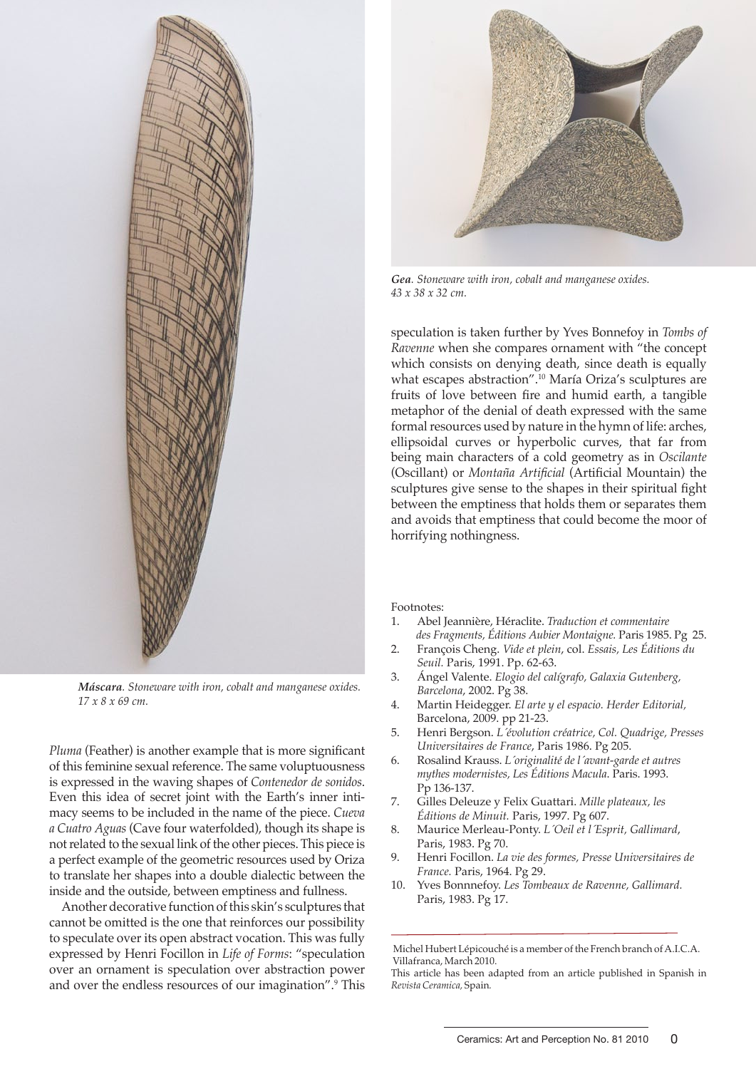*Máscara. Stoneware with iron, cobalt and manganese oxides. 17 x 8 x 69 cm.*

*Pluma* (Feather) is another example that is more significant of this feminine sexual reference. The same voluptuousness is expressed in the waving shapes of *Contenedor de sonidos*. Even this idea of secret joint with the Earth's inner intimacy seems to be included in the name of the piece. *Cueva a Cuatro Aguas* (Cave four waterfolded), though its shape is not related to the sexual link of the other pieces. This piece is a perfect example of the geometric resources used by Oriza to translate her shapes into a double dialectic between the inside and the outside, between emptiness and fullness.

Another decorative function of this skin's sculptures that cannot be omitted is the one that reinforces our possibility to speculate over its open abstract vocation. This was fully expressed by Henri Focillon in *Life of Forms*: "speculation over an ornament is speculation over abstraction power and over the endless resources of our imagination".[9] This speculation is taken further by Yves Bonnefoy in *Tombs of Ravenne* when she compares ornament with "the concept which consists on denying death, since death is equally what escapes abstraction".[10] María Oriza's sculptures are fruits of love between fire and humid earth, a tangible metaphor of the denial of death expressed with the same formal resources used by nature in the hymn of life: arches, ellipsoidal curves or hyperbolic curves, that far from being main characters of a cold geometry as in *Oscilante* (Oscillant) or *Montaña Artificial* (Artificial Mountain) the sculptures give sense to the shapes in their spiritual fight between the emptiness that holds them or separates them and avoids that emptiness that could become the moor of horrifying nothingness.

*Gea. Stoneware with iron, cobalt and manganese oxides. 43 x 38 x 32 cm.*

Footnotes:

1. Abel Jeannière, Héraclite. *Traduction et commentaire des Fragments, Éditions Aubier Montaigne.* Paris 1985. Pg 25.
2. François Cheng. *Vide et plein*, col. *Essais, Les Éditions du Seuil.* Paris, 1991. Pp. 62-63.
3. Ángel Valente. *Elogio del calígrafo, Galaxia Gutenberg, Barcelona*, 2002. Pg 38.
4. Martin Heidegger. *El arte y el espacio. Herder Editorial,* Barcelona, 2009. pp 21-23.
5. Henri Bergson. *L´évolution créatrice, Col. Quadrige, Presses Universitaires de France*, Paris 1986. Pg 205.
6. Rosalind Krauss. *L´originalité de l´avant-garde et autres mythes modernistes, Les Éditions Macula*. Paris. 1993. Pp 136-137.
7. Gilles Deleuze y Felix Guattari. *Mille plateaux, les Éditions de Minuit.* Paris, 1997. Pg 607.
8. Maurice Merleau-Ponty. *L´Oeil et l´Esprit, Gallimard*, Paris, 1983. Pg 70.
9. Henri Focillon. *La vie des formes, Presse Universitaires de France.* Paris, 1964. Pg 29.
10. Yves Bonnnefoy. *Les Tombeaux de Ravenne, Gallimard.* Paris, 1983. Pg 17.

Michel Hubert Lépicouché is a member of the French branch of A.I.C.A. Villafranca, March 2010.

This article has been adapted from an article published in Spanish in *Revista Ceramica,* Spain.